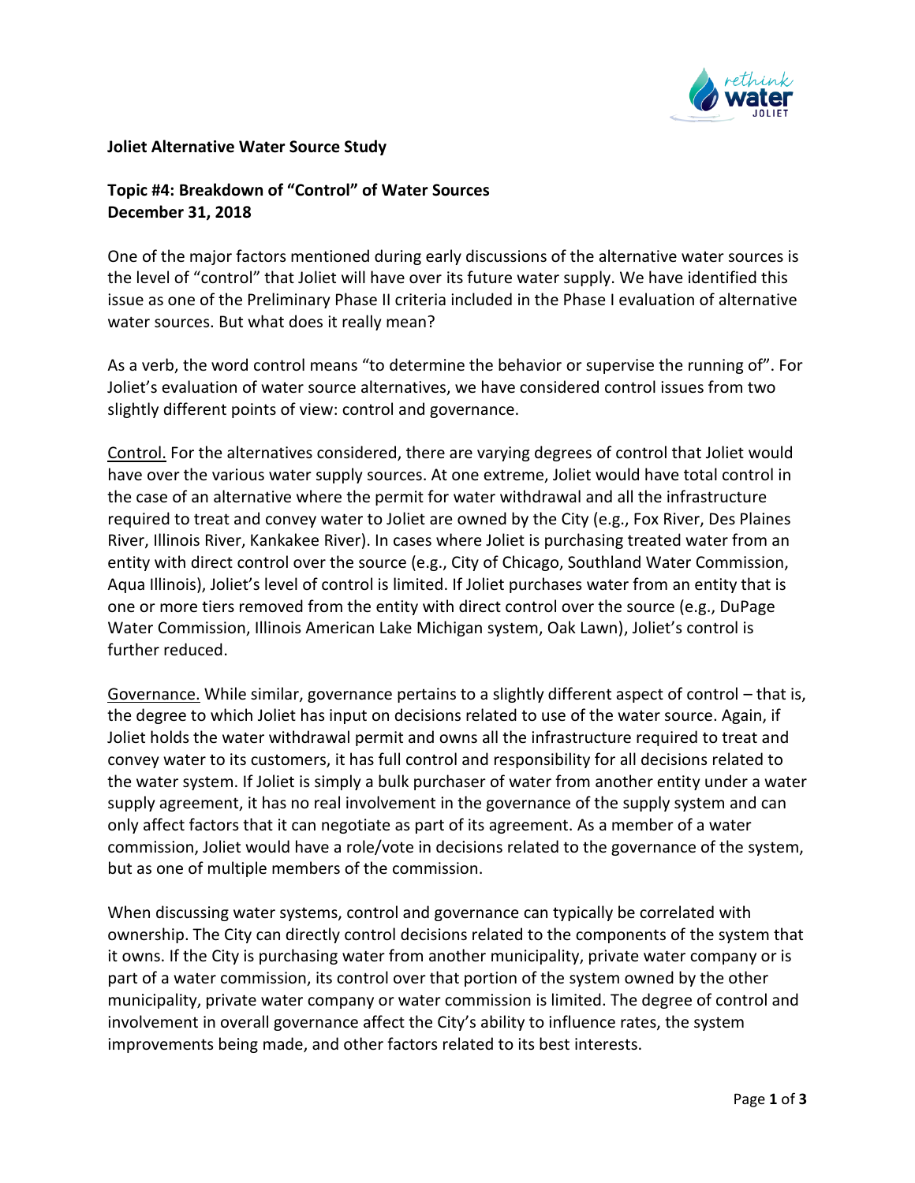**Joliet Alternative Water Source Study**

**Topic #4: Breakdown of "Control" of Water Sources**
**December 31, 2018**

One of the major factors mentioned during early discussions of the alternative water sources is the level of "control" that Joliet will have over its future water supply. We have identified this issue as one of the Preliminary Phase II criteria included in the Phase I evaluation of alternative water sources. But what does it really mean?

As a verb, the word control means "to determine the behavior or supervise the running of". For Joliet's evaluation of water source alternatives, we have considered control issues from two slightly different points of view: control and governance.

Control. For the alternatives considered, there are varying degrees of control that Joliet would have over the various water supply sources. At one extreme, Joliet would have total control in the case of an alternative where the permit for water withdrawal and all the infrastructure required to treat and convey water to Joliet are owned by the City (e.g., Fox River, Des Plaines River, Illinois River, Kankakee River). In cases where Joliet is purchasing treated water from an entity with direct control over the source (e.g., City of Chicago, Southland Water Commission, Aqua Illinois), Joliet's level of control is limited. If Joliet purchases water from an entity that is one or more tiers removed from the entity with direct control over the source (e.g., DuPage Water Commission, Illinois American Lake Michigan system, Oak Lawn), Joliet's control is further reduced.

Governance. While similar, governance pertains to a slightly different aspect of control – that is, the degree to which Joliet has input on decisions related to use of the water source. Again, if Joliet holds the water withdrawal permit and owns all the infrastructure required to treat and convey water to its customers, it has full control and responsibility for all decisions related to the water system. If Joliet is simply a bulk purchaser of water from another entity under a water supply agreement, it has no real involvement in the governance of the supply system and can only affect factors that it can negotiate as part of its agreement. As a member of a water commission, Joliet would have a role/vote in decisions related to the governance of the system, but as one of multiple members of the commission.

When discussing water systems, control and governance can typically be correlated with ownership. The City can directly control decisions related to the components of the system that it owns. If the City is purchasing water from another municipality, private water company or is part of a water commission, its control over that portion of the system owned by the other municipality, private water company or water commission is limited. The degree of control and involvement in overall governance affect the City's ability to influence rates, the system improvements being made, and other factors related to its best interests.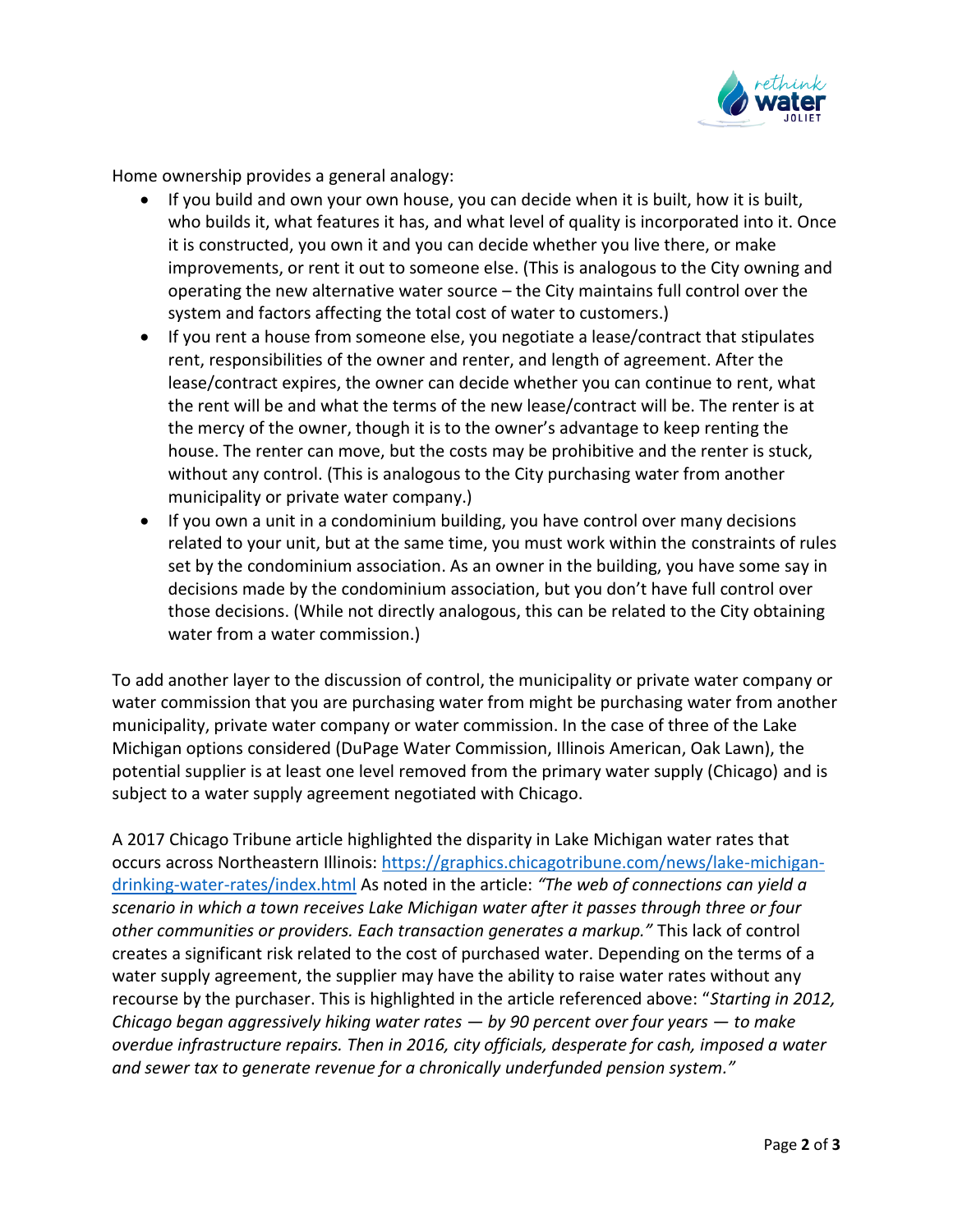Home ownership provides a general analogy:

- If you build and own your own house, you can decide when it is built, how it is built, who builds it, what features it has, and what level of quality is incorporated into it. Once it is constructed, you own it and you can decide whether you live there, or make improvements, or rent it out to someone else. (This is analogous to the City owning and operating the new alternative water source – the City maintains full control over the system and factors affecting the total cost of water to customers.)
- If you rent a house from someone else, you negotiate a lease/contract that stipulates rent, responsibilities of the owner and renter, and length of agreement. After the lease/contract expires, the owner can decide whether you can continue to rent, what the rent will be and what the terms of the new lease/contract will be. The renter is at the mercy of the owner, though it is to the owner's advantage to keep renting the house. The renter can move, but the costs may be prohibitive and the renter is stuck, without any control. (This is analogous to the City purchasing water from another municipality or private water company.)
- If you own a unit in a condominium building, you have control over many decisions related to your unit, but at the same time, you must work within the constraints of rules set by the condominium association. As an owner in the building, you have some say in decisions made by the condominium association, but you don't have full control over those decisions. (While not directly analogous, this can be related to the City obtaining water from a water commission.)

To add another layer to the discussion of control, the municipality or private water company or water commission that you are purchasing water from might be purchasing water from another municipality, private water company or water commission. In the case of three of the Lake Michigan options considered (DuPage Water Commission, Illinois American, Oak Lawn), the potential supplier is at least one level removed from the primary water supply (Chicago) and is subject to a water supply agreement negotiated with Chicago.

A 2017 Chicago Tribune article highlighted the disparity in Lake Michigan water rates that occurs across Northeastern Illinois: [https://graphics.chicagotribune.com/news/lake-michigan-drinking-water-rates/index.html](https://graphics.chicagotribune.com/news/lake-michigan-drinking-water-rates/index.html) As noted in the article: *"The web of connections can yield a scenario in which a town receives Lake Michigan water after it passes through three or four other communities or providers. Each transaction generates a markup."* This lack of control creates a significant risk related to the cost of purchased water. Depending on the terms of a water supply agreement, the supplier may have the ability to raise water rates without any recourse by the purchaser. This is highlighted in the article referenced above: "*Starting in 2012, Chicago began aggressively hiking water rates — by 90 percent over four years — to make overdue infrastructure repairs. Then in 2016, city officials, desperate for cash, imposed a water and sewer tax to generate revenue for a chronically underfunded pension system."*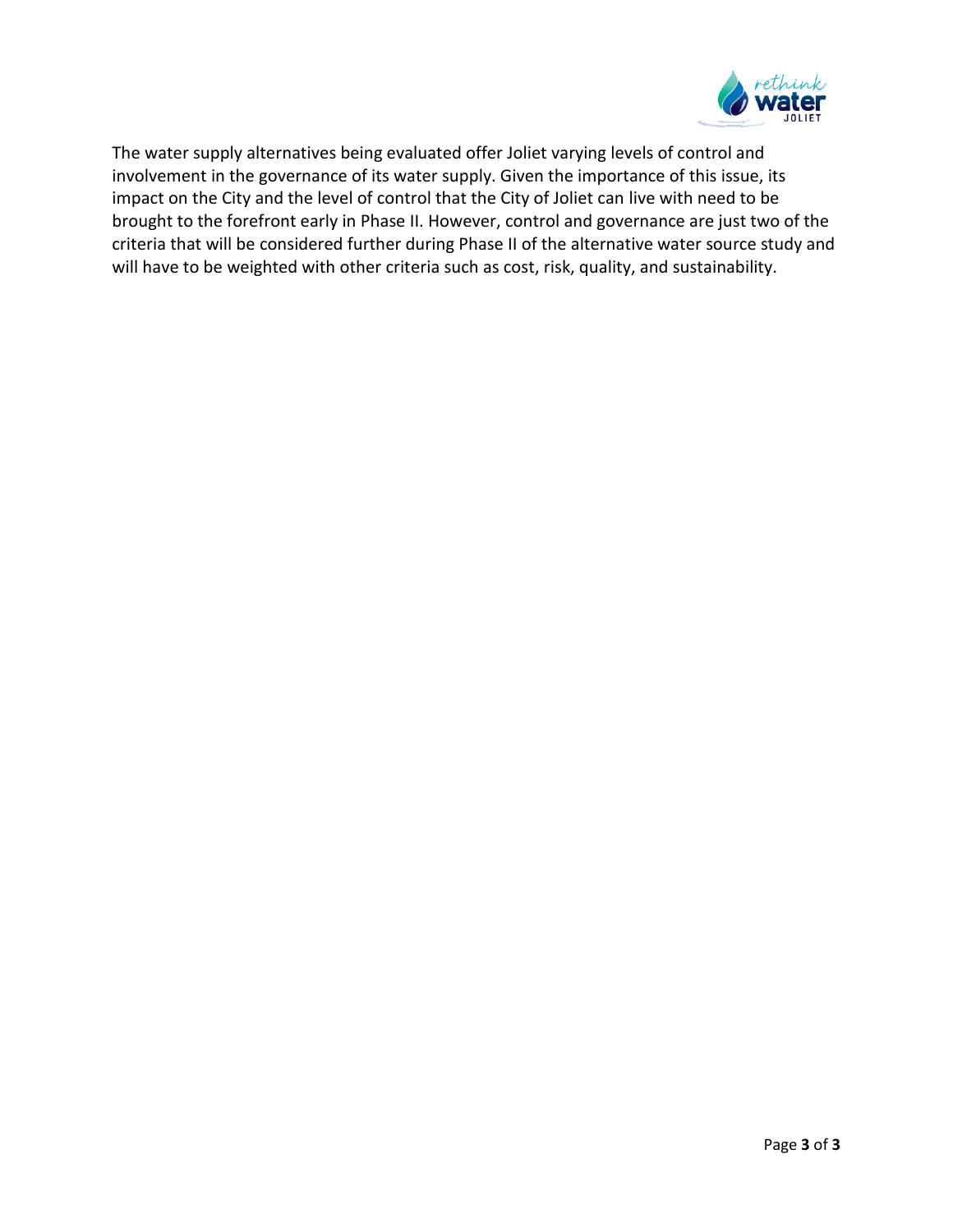The water supply alternatives being evaluated offer Joliet varying levels of control and involvement in the governance of its water supply. Given the importance of this issue, its impact on the City and the level of control that the City of Joliet can live with need to be brought to the forefront early in Phase II. However, control and governance are just two of the criteria that will be considered further during Phase II of the alternative water source study and will have to be weighted with other criteria such as cost, risk, quality, and sustainability.